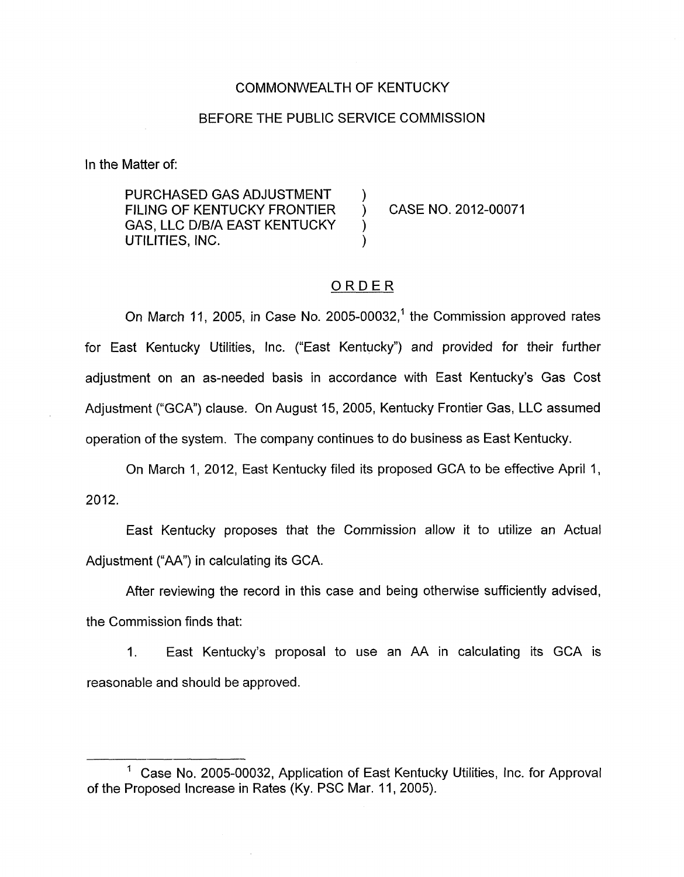COMMONWEALTH OF KENTUCKY

BEFORE THE PUBLIC SERVICE COMMISSION

In the Matter of:

PURCHASED GAS ADJUSTMENT FILING OF KENTUCKY FRONTIER GAS, LLC D/B/A EAST KENTUCKY UTILITIES, INC. ) CASE NO. 2012-00071

## ORDER

On March 11, 2005, in Case No. 2005-00032,[1] the Commission approved rates for East Kentucky Utilities, Inc. ("East Kentucky") and provided for their further adjustment on an as-needed basis in accordance with East Kentucky's Gas Cost Adjustment ("GCA") clause. On August 15, 2005, Kentucky Frontier Gas, LLC assumed operation of the system. The company continues to do business as East Kentucky.

On March 1, 2012, East Kentucky filed its proposed GCA to be effective April 1, 2012.

East Kentucky proposes that the Commission allow it to utilize an Actual Adjustment ("AA") in calculating its GCA.

After reviewing the record in this case and being otherwise sufficiently advised, the Commission finds that:

1. East Kentucky's proposal to use an AA in calculating its GCA is reasonable and should be approved.

---

[1] Case No. 2005-00032, Application of East Kentucky Utilities, Inc. for Approval of the Proposed Increase in Rates (Ky. PSC Mar. 11, 2005).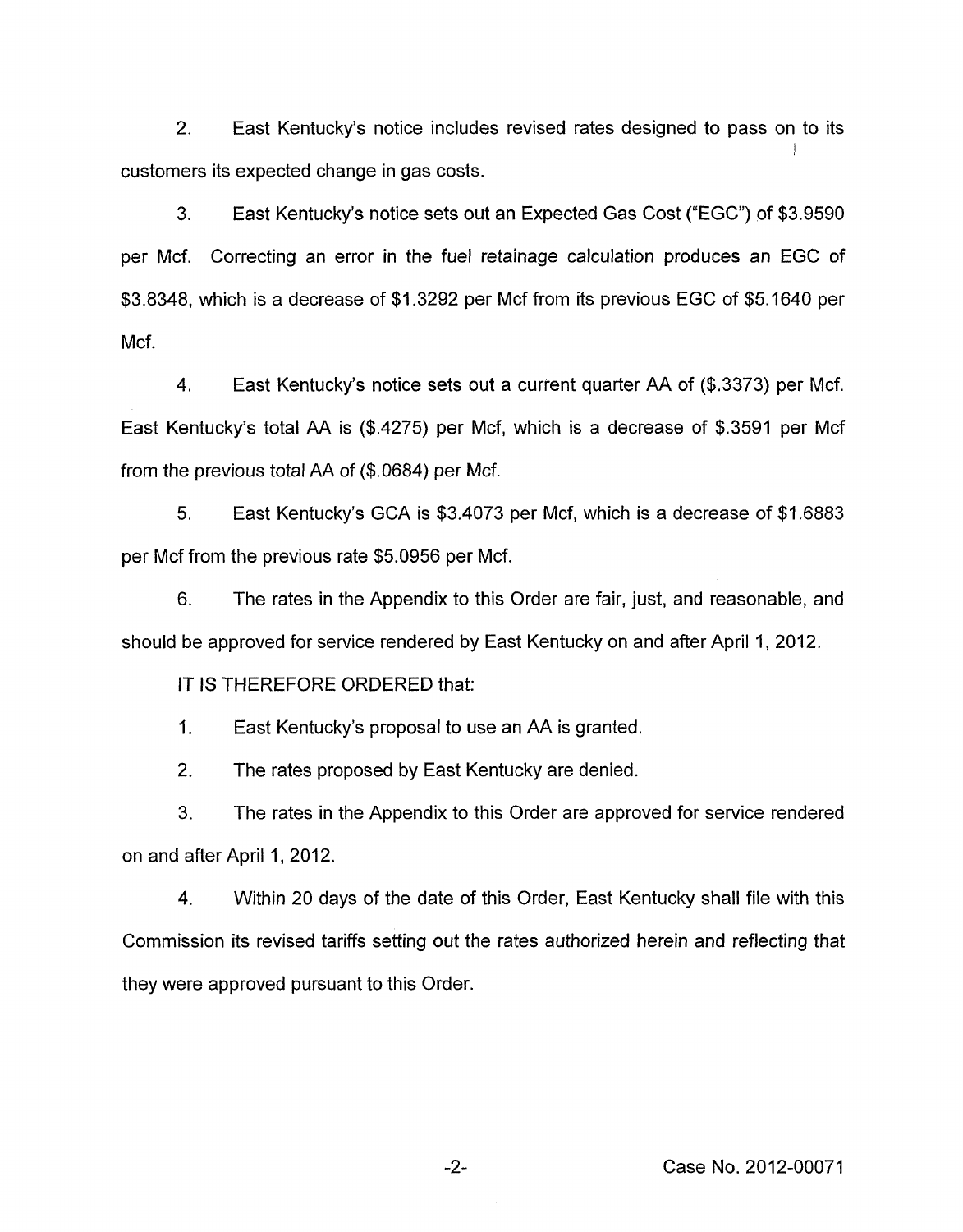2. East Kentucky's notice includes revised rates designed to pass on to its customers its expected change in gas costs.

3. East Kentucky's notice sets out an Expected Gas Cost ("EGC") of $3.9590 per Mcf. Correcting an error in the fuel retainage calculation produces an EGC of $3.8348, which is a decrease of $1.3292 per Mcf from its previous EGC of $5.1640 per Mcf.

4. East Kentucky's notice sets out a current quarter AA of ($.3373) per Mcf. East Kentucky's total AA is ($.4275) per Mcf, which is a decrease of $.3591 per Mcf from the previous total AA of ($.0684) per Mcf.

5. East Kentucky's GCA is $3.4073 per Mcf, which is a decrease of $1.6883 per Mcf from the previous rate $5.0956 per Mcf.

6. The rates in the Appendix to this Order are fair, just, and reasonable, and should be approved for service rendered by East Kentucky on and after April 1, 2012.

IT IS THEREFORE ORDERED that:

1. East Kentucky's proposal to use an AA is granted.

2. The rates proposed by East Kentucky are denied.

3. The rates in the Appendix to this Order are approved for service rendered on and after April 1, 2012.

4. Within 20 days of the date of this Order, East Kentucky shall file with this Commission its revised tariffs setting out the rates authorized herein and reflecting that they were approved pursuant to this Order.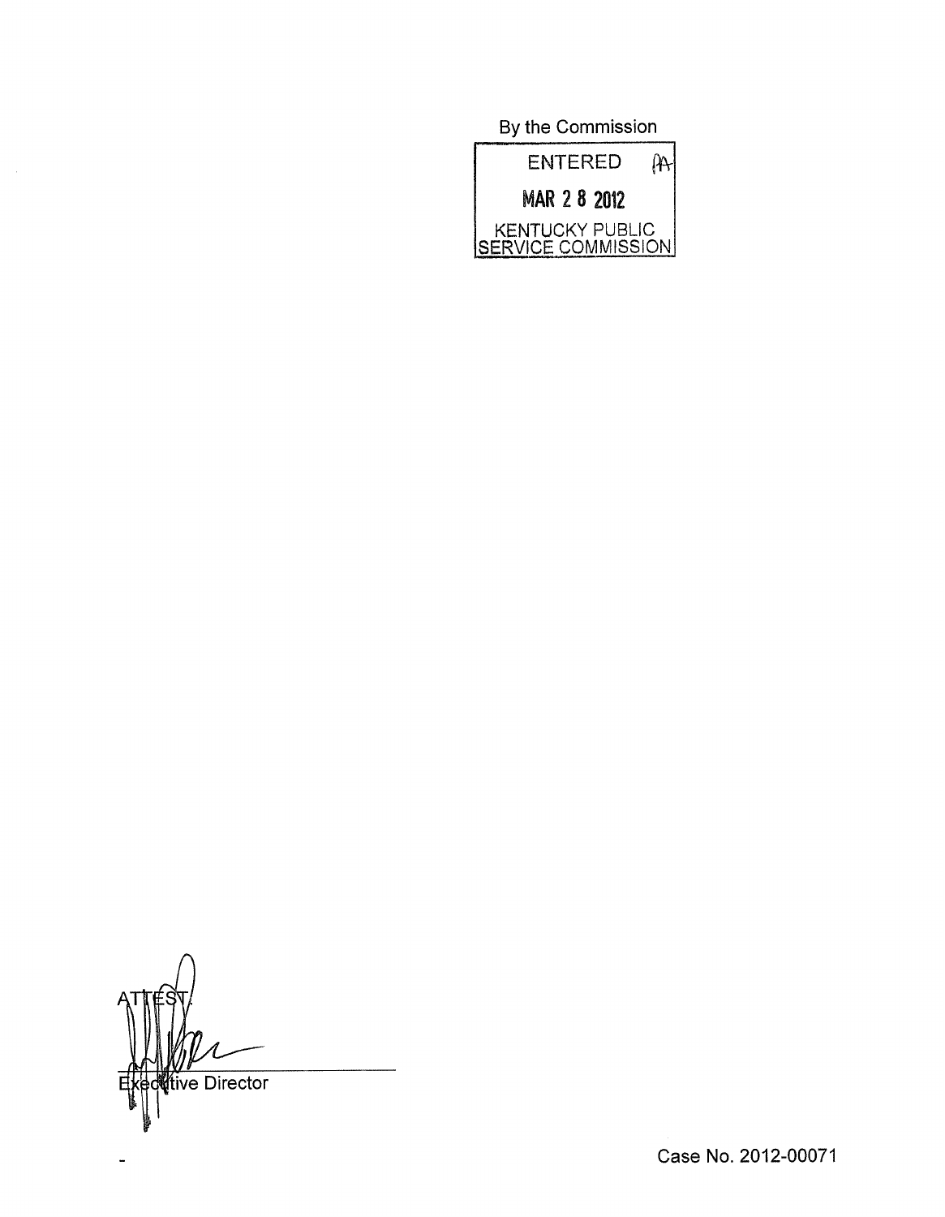By the Commission

ENTERED

MAR 2 8 2012

KENTUCKY PUBLIC SERVICE COMMISSION

ATTEST:

Executive Director

Case No. 2012-00071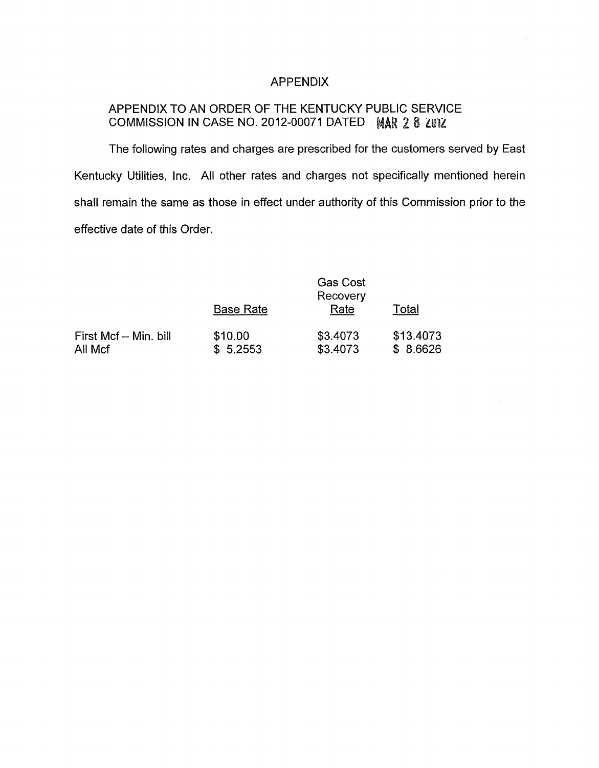# APPENDIX

## APPENDIX TO AN ORDER OF THE KENTUCKY PUBLIC SERVICE COMMISSION IN CASE NO. 2012-00071 DATED MAR 2 8 2012

The following rates and charges are prescribed for the customers served by East Kentucky Utilities, Inc. All other rates and charges not specifically mentioned herein shall remain the same as those in effect under authority of this Commission prior to the effective date of this Order.

| | Base Rate | Gas Cost Recovery Rate | Total |
|---|---|---|---|
| First Mcf – Min. bill | $10.00 | $3.4073 | $13.4073 |
| All Mcf | $ 5.2553 | $3.4073 | $ 8.6626 |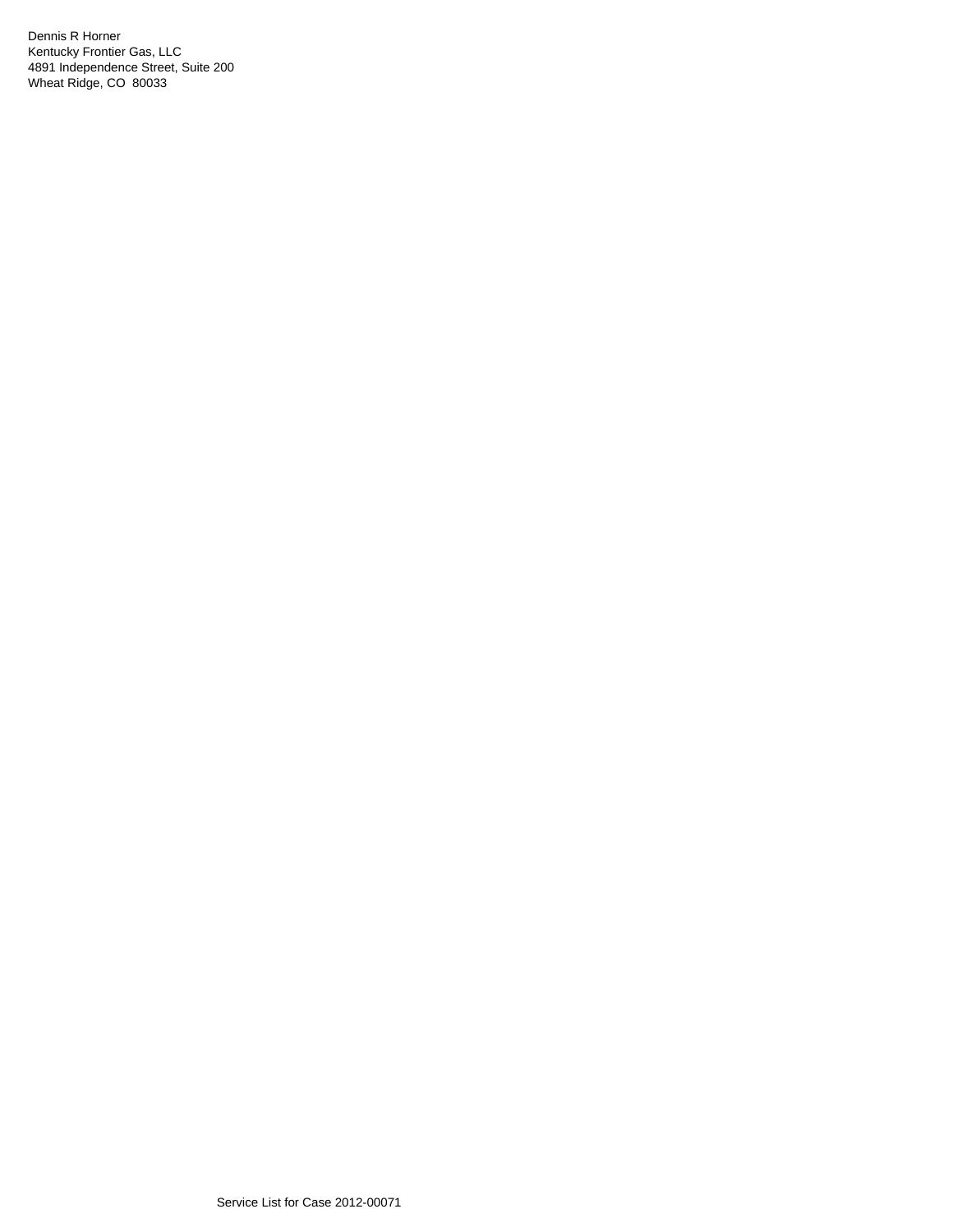Dennis R Horner
Kentucky Frontier Gas, LLC
4891 Independence Street, Suite 200
Wheat Ridge, CO 80033